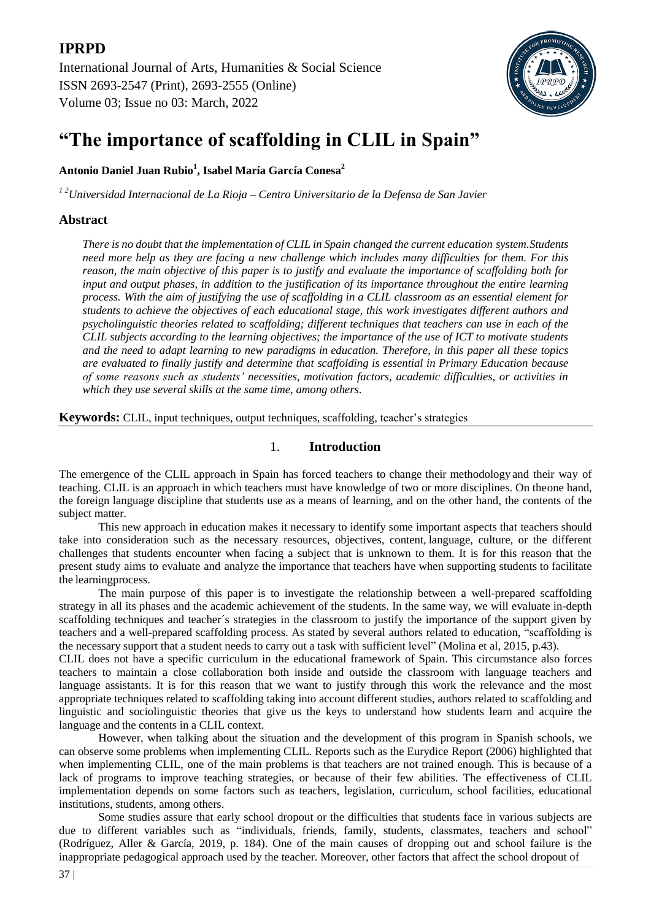**IPRPD**

International Journal of Arts, Humanities & Social Science
ISSN 2693-2547 (Print), 2693-2555 (Online)
Volume 03; Issue no 03: March, 2022

# "The importance of scaffolding in CLIL in Spain"

**Antonio Daniel Juan Rubio[1], Isabel María García Conesa[2]**

*[1 2]Universidad Internacional de La Rioja – Centro Universitario de la Defensa de San Javier*

## Abstract

*There is no doubt that the implementation of CLIL in Spain changed the current education system. Students need more help as they are facing a new challenge which includes many difficulties for them. For this reason, the main objective of this paper is to justify and evaluate the importance of scaffolding both for input and output phases, in addition to the justification of its importance throughout the entire learning process. With the aim of justifying the use of scaffolding in a CLIL classroom as an essential element for students to achieve the objectives of each educational stage, this work investigates different authors and psycholinguistic theories related to scaffolding; different techniques that teachers can use in each of the CLIL subjects according to the learning objectives; the importance of the use of ICT to motivate students and the need to adapt learning to new paradigms in education. Therefore, in this paper all these topics are evaluated to finally justify and determine that scaffolding is essential in Primary Education because of some reasons such as students' necessities, motivation factors, academic difficulties, or activities in which they use several skills at the same time, among others.*

**Keywords:** CLIL, input techniques, output techniques, scaffolding, teacher's strategies

## 1. Introduction

The emergence of the CLIL approach in Spain has forced teachers to change their methodology and their way of teaching. CLIL is an approach in which teachers must have knowledge of two or more disciplines. On the one hand, the foreign language discipline that students use as a means of learning, and on the other hand, the contents of the subject matter.

This new approach in education makes it necessary to identify some important aspects that teachers should take into consideration such as the necessary resources, objectives, content, language, culture, or the different challenges that students encounter when facing a subject that is unknown to them. It is for this reason that the present study aims to evaluate and analyze the importance that teachers have when supporting students to facilitate the learning process.

The main purpose of this paper is to investigate the relationship between a well-prepared scaffolding strategy in all its phases and the academic achievement of the students. In the same way, we will evaluate in-depth scaffolding techniques and teacher´s strategies in the classroom to justify the importance of the support given by teachers and a well-prepared scaffolding process. As stated by several authors related to education, "scaffolding is the necessary support that a student needs to carry out a task with sufficient level" (Molina et al, 2015, p.43).

CLIL does not have a specific curriculum in the educational framework of Spain. This circumstance also forces teachers to maintain a close collaboration both inside and outside the classroom with language teachers and language assistants. It is for this reason that we want to justify through this work the relevance and the most appropriate techniques related to scaffolding taking into account different studies, authors related to scaffolding and linguistic and sociolinguistic theories that give us the keys to understand how students learn and acquire the language and the contents in a CLIL context.

However, when talking about the situation and the development of this program in Spanish schools, we can observe some problems when implementing CLIL. Reports such as the Eurydice Report (2006) highlighted that when implementing CLIL, one of the main problems is that teachers are not trained enough. This is because of a lack of programs to improve teaching strategies, or because of their few abilities. The effectiveness of CLIL implementation depends on some factors such as teachers, legislation, curriculum, school facilities, educational institutions, students, among others.

Some studies assure that early school dropout or the difficulties that students face in various subjects are due to different variables such as "individuals, friends, family, students, classmates, teachers and school" (Rodríguez, Aller & García, 2019, p. 184). One of the main causes of dropping out and school failure is the inappropriate pedagogical approach used by the teacher. Moreover, other factors that affect the school dropout of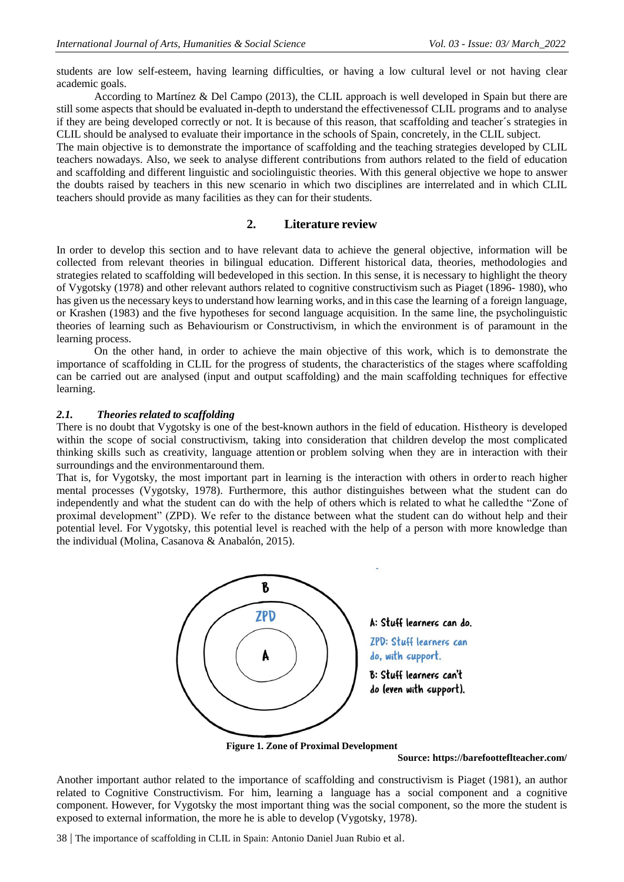students are low self-esteem, having learning difficulties, or having a low cultural level or not having clear academic goals.

According to Martínez & Del Campo (2013), the CLIL approach is well developed in Spain but there are still some aspects that should be evaluated in-depth to understand the effectivenessof CLIL programs and to analyse if they are being developed correctly or not. It is because of this reason, that scaffolding and teacher´s strategies in CLIL should be analysed to evaluate their importance in the schools of Spain, concretely, in the CLIL subject.

The main objective is to demonstrate the importance of scaffolding and the teaching strategies developed by CLIL teachers nowadays. Also, we seek to analyse different contributions from authors related to the field of education and scaffolding and different linguistic and sociolinguistic theories. With this general objective we hope to answer the doubts raised by teachers in this new scenario in which two disciplines are interrelated and in which CLIL teachers should provide as many facilities as they can for their students.

## 2. Literature review

In order to develop this section and to have relevant data to achieve the general objective, information will be collected from relevant theories in bilingual education. Different historical data, theories, methodologies and strategies related to scaffolding will bedeveloped in this section. In this sense, it is necessary to highlight the theory of Vygotsky (1978) and other relevant authors related to cognitive constructivism such as Piaget (1896- 1980), who has given us the necessary keys to understand how learning works, and in this case the learning of a foreign language, or Krashen (1983) and the five hypotheses for second language acquisition. In the same line, the psycholinguistic theories of learning such as Behaviourism or Constructivism, in which the environment is of paramount in the learning process.

On the other hand, in order to achieve the main objective of this work, which is to demonstrate the importance of scaffolding in CLIL for the progress of students, the characteristics of the stages where scaffolding can be carried out are analysed (input and output scaffolding) and the main scaffolding techniques for effective learning.

### *2.1. Theories related to scaffolding*

There is no doubt that Vygotsky is one of the best-known authors in the field of education. Histheory is developed within the scope of social constructivism, taking into consideration that children develop the most complicated thinking skills such as creativity, language attention or problem solving when they are in interaction with their surroundings and the environmentaround them.

That is, for Vygotsky, the most important part in learning is the interaction with others in orderto reach higher mental processes (Vygotsky, 1978). Furthermore, this author distinguishes between what the student can do independently and what the student can do with the help of others which is related to what he calledthe "Zone of proximal development" (ZPD). We refer to the distance between what the student can do without help and their potential level. For Vygotsky, this potential level is reached with the help of a person with more knowledge than the individual (Molina, Casanova & Anabalón, 2015).

**Figure 1. Zone of Proximal Development**

**Source: https://barefooteflteacher.com/**

Another important author related to the importance of scaffolding and constructivism is Piaget (1981), an author related to Cognitive Constructivism. For him, learning a language has a social component and a cognitive component. However, for Vygotsky the most important thing was the social component, so the more the student is exposed to external information, the more he is able to develop (Vygotsky, 1978).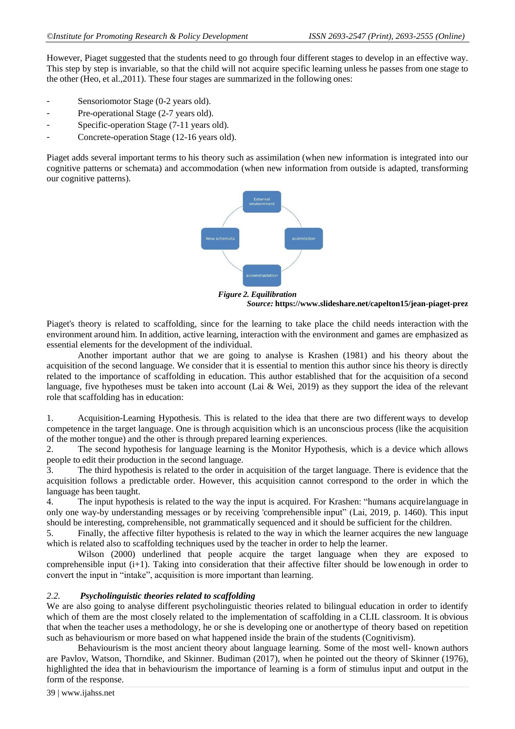However, Piaget suggested that the students need to go through four different stages to develop in an effective way. This step by step is invariable, so that the child will not acquire specific learning unless he passes from one stage to the other (Heo, et al.,2011). These four stages are summarized in the following ones:

- Sensoriomotor Stage (0-2 years old).
- Pre-operational Stage (2-7 years old).
- Specific-operation Stage (7-11 years old).
- Concrete-operation Stage (12-16 years old).

Piaget adds several important terms to his theory such as assimilation (when new information is integrated into our cognitive patterns or schemata) and accommodation (when new information from outside is adapted, transforming our cognitive patterns).

External environment

New schemata

assimilation

accommadation

***Figure 2. Equilibration***

***Source:* https://www.slideshare.net/capelton15/jean-piaget-prez**

Piaget's theory is related to scaffolding, since for the learning to take place the child needs interaction with the environment around him. In addition, active learning, interaction with the environment and games are emphasized as essential elements for the development of the individual.

Another important author that we are going to analyse is Krashen (1981) and his theory about the acquisition of the second language. We consider that it is essential to mention this author since his theory is directly related to the importance of scaffolding in education. This author established that for the acquisition of a second language, five hypotheses must be taken into account (Lai & Wei, 2019) as they support the idea of the relevant role that scaffolding has in education:

1. Acquisition-Learning Hypothesis. This is related to the idea that there are two different ways to develop competence in the target language. One is through acquisition which is an unconscious process (like the acquisition of the mother tongue) and the other is through prepared learning experiences.
2. The second hypothesis for language learning is the Monitor Hypothesis, which is a device which allows people to edit their production in the second language.
3. The third hypothesis is related to the order in acquisition of the target language. There is evidence that the acquisition follows a predictable order. However, this acquisition cannot correspond to the order in which the language has been taught.
4. The input hypothesis is related to the way the input is acquired. For Krashen: "humans acquire language in only one way-by understanding messages or by receiving 'comprehensible input" (Lai, 2019, p. 1460). This input should be interesting, comprehensible, not grammatically sequenced and it should be sufficient for the children.
5. Finally, the affective filter hypothesis is related to the way in which the learner acquires the new language which is related also to scaffolding techniques used by the teacher in order to help the learner.

Wilson (2000) underlined that people acquire the target language when they are exposed to comprehensible input (i+1). Taking into consideration that their affective filter should be low enough in order to convert the input in "intake", acquisition is more important than learning.

### *2.2. Psycholinguistic theories related to scaffolding*

We are also going to analyse different psycholinguistic theories related to bilingual education in order to identify which of them are the most closely related to the implementation of scaffolding in a CLIL classroom. It is obvious that when the teacher uses a methodology, he or she is developing one or another type of theory based on repetition such as behaviourism or more based on what happened inside the brain of the students (Cognitivism).

Behaviourism is the most ancient theory about language learning. Some of the most well- known authors are Pavlov, Watson, Thorndike, and Skinner. Budiman (2017), when he pointed out the theory of Skinner (1976), highlighted the idea that in behaviourism the importance of learning is a form of stimulus input and output in the form of the response.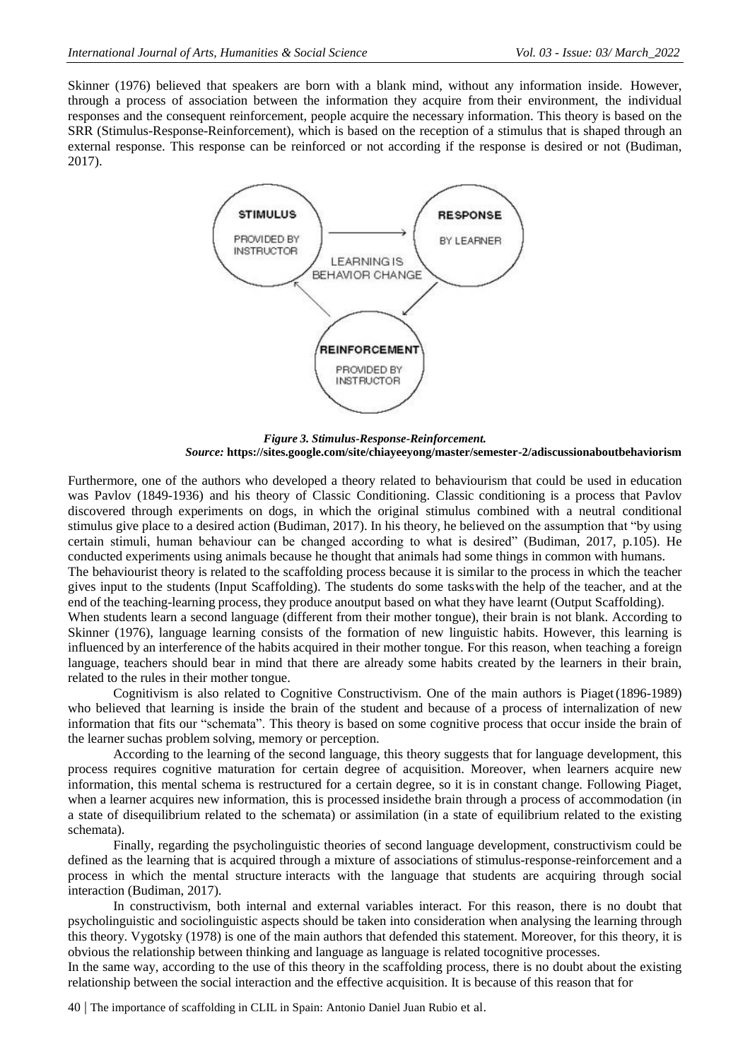Skinner (1976) believed that speakers are born with a blank mind, without any information inside. However, through a process of association between the information they acquire from their environment, the individual responses and the consequent reinforcement, people acquire the necessary information. This theory is based on the SRR (Stimulus-Response-Reinforcement), which is based on the reception of a stimulus that is shaped through an external response. This response can be reinforced or not according if the response is desired or not (Budiman, 2017).

***Figure 3. Stimulus-Response-Reinforcement.***
***Source:*** **https://sites.google.com/site/chiayeeyong/master/semester-2/adiscussionaboutbehaviorism**

Furthermore, one of the authors who developed a theory related to behaviourism that could be used in education was Pavlov (1849-1936) and his theory of Classic Conditioning. Classic conditioning is a process that Pavlov discovered through experiments on dogs, in which the original stimulus combined with a neutral conditional stimulus give place to a desired action (Budiman, 2017). In his theory, he believed on the assumption that "by using certain stimuli, human behaviour can be changed according to what is desired" (Budiman, 2017, p.105). He conducted experiments using animals because he thought that animals had some things in common with humans.

The behaviourist theory is related to the scaffolding process because it is similar to the process in which the teacher gives input to the students (Input Scaffolding). The students do some tasks with the help of the teacher, and at the end of the teaching-learning process, they produce anoutput based on what they have learnt (Output Scaffolding).

When students learn a second language (different from their mother tongue), their brain is not blank. According to Skinner (1976), language learning consists of the formation of new linguistic habits. However, this learning is influenced by an interference of the habits acquired in their mother tongue. For this reason, when teaching a foreign language, teachers should bear in mind that there are already some habits created by the learners in their brain, related to the rules in their mother tongue.

Cognitivism is also related to Cognitive Constructivism. One of the main authors is Piaget (1896-1989) who believed that learning is inside the brain of the student and because of a process of internalization of new information that fits our "schemata". This theory is based on some cognitive process that occur inside the brain of the learner suchas problem solving, memory or perception.

According to the learning of the second language, this theory suggests that for language development, this process requires cognitive maturation for certain degree of acquisition. Moreover, when learners acquire new information, this mental schema is restructured for a certain degree, so it is in constant change. Following Piaget, when a learner acquires new information, this is processed insidethe brain through a process of accommodation (in a state of disequilibrium related to the schemata) or assimilation (in a state of equilibrium related to the existing schemata).

Finally, regarding the psycholinguistic theories of second language development, constructivism could be defined as the learning that is acquired through a mixture of associations of stimulus-response-reinforcement and a process in which the mental structure interacts with the language that students are acquiring through social interaction (Budiman, 2017).

In constructivism, both internal and external variables interact. For this reason, there is no doubt that psycholinguistic and sociolinguistic aspects should be taken into consideration when analysing the learning through this theory. Vygotsky (1978) is one of the main authors that defended this statement. Moreover, for this theory, it is obvious the relationship between thinking and language as language is related tocognitive processes.

In the same way, according to the use of this theory in the scaffolding process, there is no doubt about the existing relationship between the social interaction and the effective acquisition. It is because of this reason that for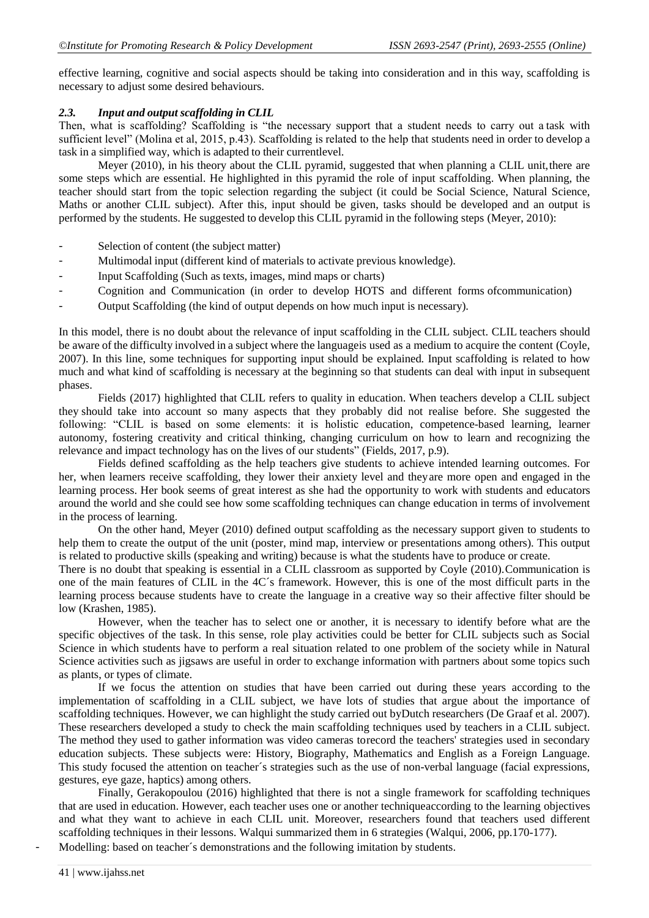effective learning, cognitive and social aspects should be taking into consideration and in this way, scaffolding is necessary to adjust some desired behaviours.

### *2.3. Input and output scaffolding in CLIL*

Then, what is scaffolding? Scaffolding is "the necessary support that a student needs to carry out a task with sufficient level" (Molina et al, 2015, p.43). Scaffolding is related to the help that students need in order to develop a task in a simplified way, which is adapted to their currentlevel.

Meyer (2010), in his theory about the CLIL pyramid, suggested that when planning a CLIL unit,there are some steps which are essential. He highlighted in this pyramid the role of input scaffolding. When planning, the teacher should start from the topic selection regarding the subject (it could be Social Science, Natural Science, Maths or another CLIL subject). After this, input should be given, tasks should be developed and an output is performed by the students. He suggested to develop this CLIL pyramid in the following steps (Meyer, 2010):

- Selection of content (the subject matter)
- Multimodal input (different kind of materials to activate previous knowledge).
- Input Scaffolding (Such as texts, images, mind maps or charts)
- Cognition and Communication (in order to develop HOTS and different forms ofcommunication)
- Output Scaffolding (the kind of output depends on how much input is necessary).

In this model, there is no doubt about the relevance of input scaffolding in the CLIL subject. CLIL teachers should be aware of the difficulty involved in a subject where the languageis used as a medium to acquire the content (Coyle, 2007). In this line, some techniques for supporting input should be explained. Input scaffolding is related to how much and what kind of scaffolding is necessary at the beginning so that students can deal with input in subsequent phases.

Fields (2017) highlighted that CLIL refers to quality in education. When teachers develop a CLIL subject they should take into account so many aspects that they probably did not realise before. She suggested the following: "CLIL is based on some elements: it is holistic education, competence-based learning, learner autonomy, fostering creativity and critical thinking, changing curriculum on how to learn and recognizing the relevance and impact technology has on the lives of our students" (Fields, 2017, p.9).

Fields defined scaffolding as the help teachers give students to achieve intended learning outcomes. For her, when learners receive scaffolding, they lower their anxiety level and theyare more open and engaged in the learning process. Her book seems of great interest as she had the opportunity to work with students and educators around the world and she could see how some scaffolding techniques can change education in terms of involvement in the process of learning.

On the other hand, Meyer (2010) defined output scaffolding as the necessary support given to students to help them to create the output of the unit (poster, mind map, interview or presentations among others). This output is related to productive skills (speaking and writing) because is what the students have to produce or create.

There is no doubt that speaking is essential in a CLIL classroom as supported by Coyle (2010).Communication is one of the main features of CLIL in the 4C´s framework. However, this is one of the most difficult parts in the learning process because students have to create the language in a creative way so their affective filter should be low (Krashen, 1985).

However, when the teacher has to select one or another, it is necessary to identify before what are the specific objectives of the task. In this sense, role play activities could be better for CLIL subjects such as Social Science in which students have to perform a real situation related to one problem of the society while in Natural Science activities such as jigsaws are useful in order to exchange information with partners about some topics such as plants, or types of climate.

If we focus the attention on studies that have been carried out during these years according to the implementation of scaffolding in a CLIL subject, we have lots of studies that argue about the importance of scaffolding techniques. However, we can highlight the study carried out byDutch researchers (De Graaf et al. 2007). These researchers developed a study to check the main scaffolding techniques used by teachers in a CLIL subject. The method they used to gather information was video cameras torecord the teachers' strategies used in secondary education subjects. These subjects were: History, Biography, Mathematics and English as a Foreign Language. This study focused the attention on teacher´s strategies such as the use of non-verbal language (facial expressions, gestures, eye gaze, haptics) among others.

Finally, Gerakopoulou (2016) highlighted that there is not a single framework for scaffolding techniques that are used in education. However, each teacher uses one or another techniqueaccording to the learning objectives and what they want to achieve in each CLIL unit. Moreover, researchers found that teachers used different scaffolding techniques in their lessons. Walqui summarized them in 6 strategies (Walqui, 2006, pp.170-177).

- Modelling: based on teacher´s demonstrations and the following imitation by students.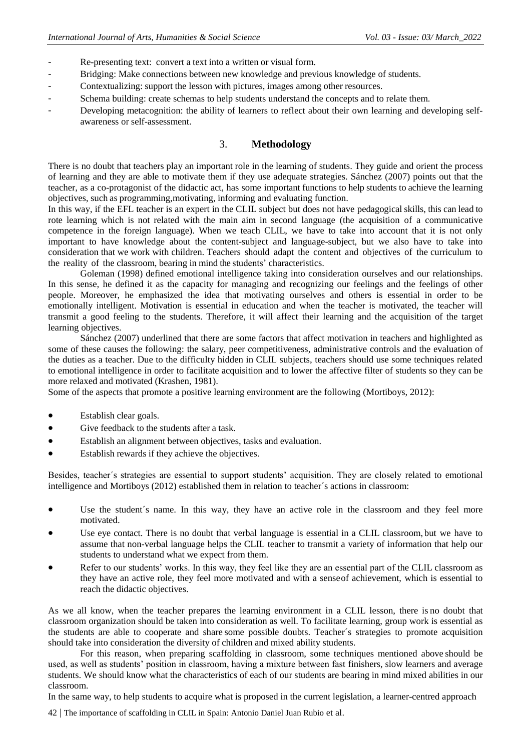- Re-presenting text: convert a text into a written or visual form.
- Bridging: Make connections between new knowledge and previous knowledge of students.
- Contextualizing: support the lesson with pictures, images among other resources.
- Schema building: create schemas to help students understand the concepts and to relate them.
- Developing metacognition: the ability of learners to reflect about their own learning and developing self-awareness or self-assessment.

## 3. **Methodology**

There is no doubt that teachers play an important role in the learning of students. They guide and orient the process of learning and they are able to motivate them if they use adequate strategies. Sánchez (2007) points out that the teacher, as a co-protagonist of the didactic act, has some important functions to help students to achieve the learning objectives, such as programming, motivating, informing and evaluating function.

In this way, if the EFL teacher is an expert in the CLIL subject but does not have pedagogical skills, this can lead to rote learning which is not related with the main aim in second language (the acquisition of a communicative competence in the foreign language). When we teach CLIL, we have to take into account that it is not only important to have knowledge about the content-subject and language-subject, but we also have to take into consideration that we work with children. Teachers should adapt the content and objectives of the curriculum to the reality of the classroom, bearing in mind the students' characteristics.

Goleman (1998) defined emotional intelligence taking into consideration ourselves and our relationships. In this sense, he defined it as the capacity for managing and recognizing our feelings and the feelings of other people. Moreover, he emphasized the idea that motivating ourselves and others is essential in order to be emotionally intelligent. Motivation is essential in education and when the teacher is motivated, the teacher will transmit a good feeling to the students. Therefore, it will affect their learning and the acquisition of the target learning objectives.

Sánchez (2007) underlined that there are some factors that affect motivation in teachers and highlighted as some of these causes the following: the salary, peer competitiveness, administrative controls and the evaluation of the duties as a teacher. Due to the difficulty hidden in CLIL subjects, teachers should use some techniques related to emotional intelligence in order to facilitate acquisition and to lower the affective filter of students so they can be more relaxed and motivated (Krashen, 1981).

Some of the aspects that promote a positive learning environment are the following (Mortiboys, 2012):

- Establish clear goals.
- Give feedback to the students after a task.
- Establish an alignment between objectives, tasks and evaluation.
- Establish rewards if they achieve the objectives.

Besides, teacher´s strategies are essential to support students' acquisition. They are closely related to emotional intelligence and Mortiboys (2012) established them in relation to teacher´s actions in classroom:

- Use the student´s name. In this way, they have an active role in the classroom and they feel more motivated.
- Use eye contact. There is no doubt that verbal language is essential in a CLIL classroom, but we have to assume that non-verbal language helps the CLIL teacher to transmit a variety of information that help our students to understand what we expect from them.
- Refer to our students' works. In this way, they feel like they are an essential part of the CLIL classroom as they have an active role, they feel more motivated and with a sense of achievement, which is essential to reach the didactic objectives.

As we all know, when the teacher prepares the learning environment in a CLIL lesson, there is no doubt that classroom organization should be taken into consideration as well. To facilitate learning, group work is essential as the students are able to cooperate and share some possible doubts. Teacher´s strategies to promote acquisition should take into consideration the diversity of children and mixed ability students.

For this reason, when preparing scaffolding in classroom, some techniques mentioned above should be used, as well as students' position in classroom, having a mixture between fast finishers, slow learners and average students. We should know what the characteristics of each of our students are bearing in mind mixed abilities in our classroom.

In the same way, to help students to acquire what is proposed in the current legislation, a learner-centred approach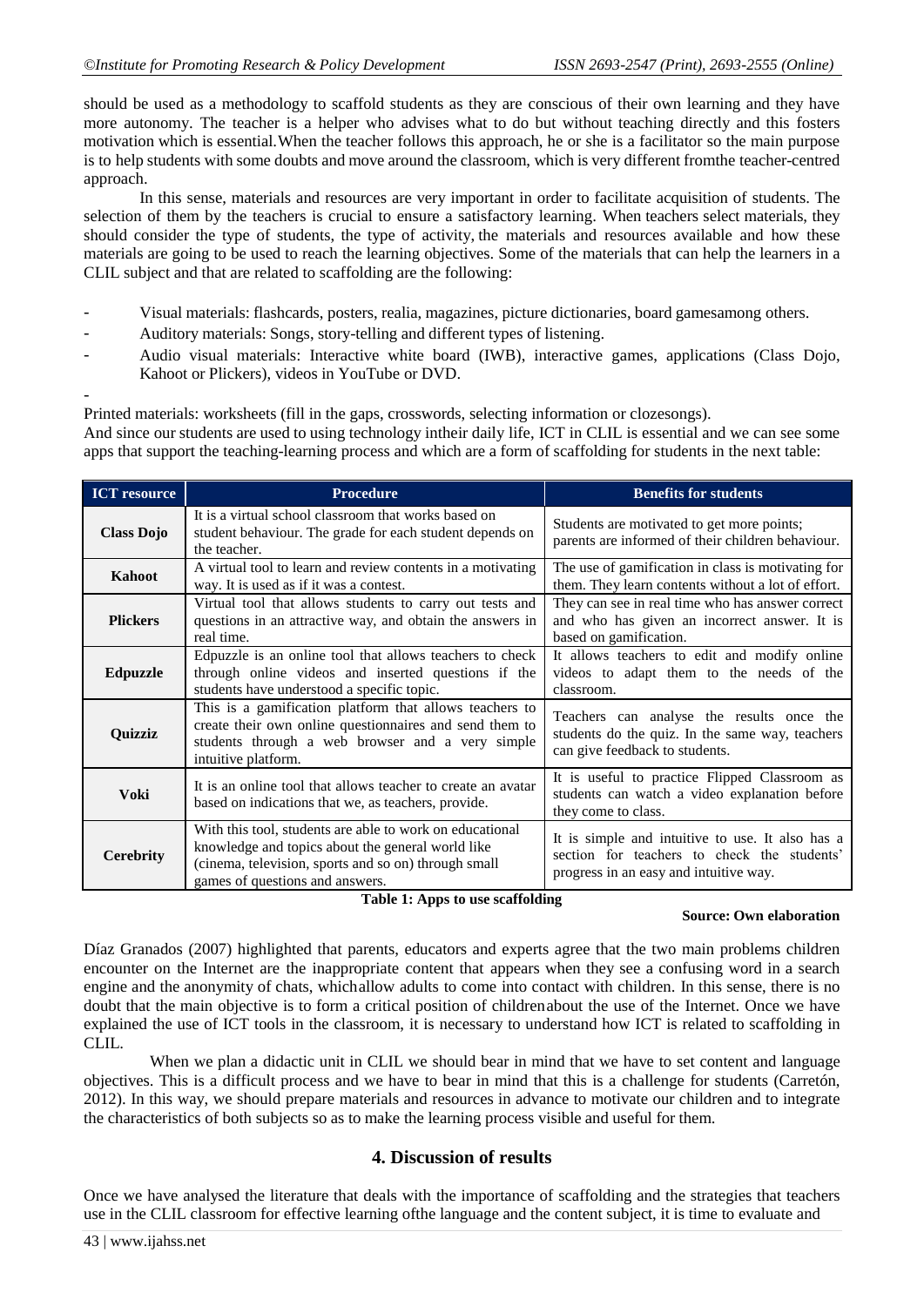should be used as a methodology to scaffold students as they are conscious of their own learning and they have more autonomy. The teacher is a helper who advises what to do but without teaching directly and this fosters motivation which is essential.When the teacher follows this approach, he or she is a facilitator so the main purpose is to help students with some doubts and move around the classroom, which is very different fromthe teacher-centred approach.

In this sense, materials and resources are very important in order to facilitate acquisition of students. The selection of them by the teachers is crucial to ensure a satisfactory learning. When teachers select materials, they should consider the type of students, the type of activity, the materials and resources available and how these materials are going to be used to reach the learning objectives. Some of the materials that can help the learners in a CLIL subject and that are related to scaffolding are the following:

- Visual materials: flashcards, posters, realia, magazines, picture dictionaries, board gamesamong others.
- Auditory materials: Songs, story-telling and different types of listening.
- Audio visual materials: Interactive white board (IWB), interactive games, applications (Class Dojo, Kahoot or Plickers), videos in YouTube or DVD.
- 

Printed materials: worksheets (fill in the gaps, crosswords, selecting information or clozesongs).
And since our students are used to using technology intheir daily life, ICT in CLIL is essential and we can see some apps that support the teaching-learning process and which are a form of scaffolding for students in the next table:

| ICT resource | Procedure | Benefits for students |
|---|---|---|
| **Class Dojo** | It is a virtual school classroom that works based on student behaviour. The grade for each student depends on the teacher. | Students are motivated to get more points; parents are informed of their children behaviour. |
| **Kahoot** | A virtual tool to learn and review contents in a motivating way. It is used as if it was a contest. | The use of gamification in class is motivating for them. They learn contents without a lot of effort. |
| **Plickers** | Virtual tool that allows students to carry out tests and questions in an attractive way, and obtain the answers in real time. | They can see in real time who has answer correct and who has given an incorrect answer. It is based on gamification. |
| **Edpuzzle** | Edpuzzle is an online tool that allows teachers to check through online videos and inserted questions if the students have understood a specific topic. | It allows teachers to edit and modify online videos to adapt them to the needs of the classroom. |
| **Quizziz** | This is a gamification platform that allows teachers to create their own online questionnaires and send them to students through a web browser and a very simple intuitive platform. | Teachers can analyse the results once the students do the quiz. In the same way, teachers can give feedback to students. |
| **Voki** | It is an online tool that allows teacher to create an avatar based on indications that we, as teachers, provide. | It is useful to practice Flipped Classroom as students can watch a video explanation before they come to class. |
| **Cerebrity** | With this tool, students are able to work on educational knowledge and topics about the general world like (cinema, television, sports and so on) through small games of questions and answers. | It is simple and intuitive to use. It also has a section for teachers to check the students' progress in an easy and intuitive way. |

**Table 1: Apps to use scaffolding**

**Source: Own elaboration**

Díaz Granados (2007) highlighted that parents, educators and experts agree that the two main problems children encounter on the Internet are the inappropriate content that appears when they see a confusing word in a search engine and the anonymity of chats, whichallow adults to come into contact with children. In this sense, there is no doubt that the main objective is to form a critical position of childrenabout the use of the Internet. Once we have explained the use of ICT tools in the classroom, it is necessary to understand how ICT is related to scaffolding in CLIL.

When we plan a didactic unit in CLIL we should bear in mind that we have to set content and language objectives. This is a difficult process and we have to bear in mind that this is a challenge for students (Carretón, 2012). In this way, we should prepare materials and resources in advance to motivate our children and to integrate the characteristics of both subjects so as to make the learning process visible and useful for them.

## 4. Discussion of results

Once we have analysed the literature that deals with the importance of scaffolding and the strategies that teachers use in the CLIL classroom for effective learning ofthe language and the content subject, it is time to evaluate and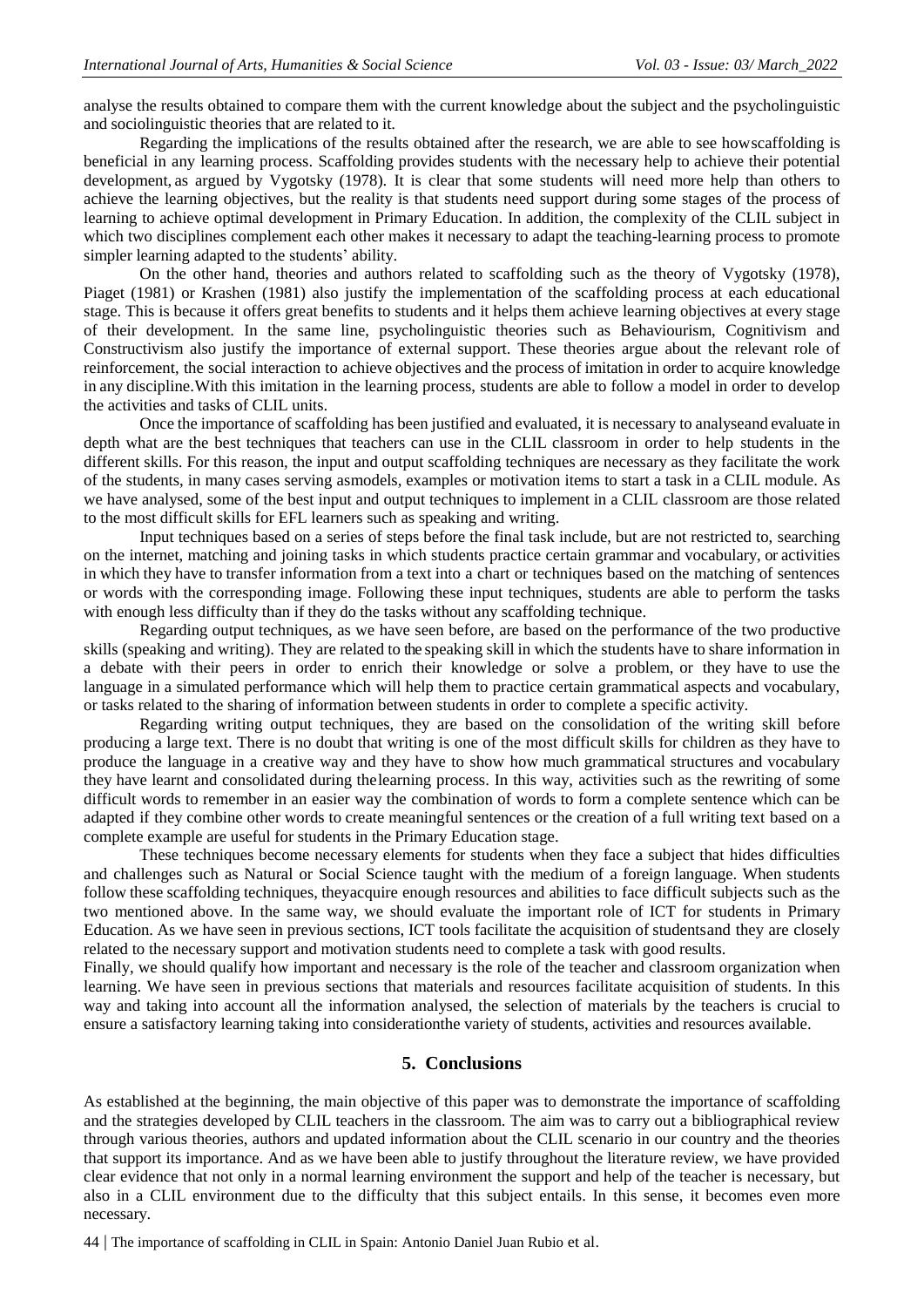analyse the results obtained to compare them with the current knowledge about the subject and the psycholinguistic and sociolinguistic theories that are related to it.

Regarding the implications of the results obtained after the research, we are able to see howscaffolding is beneficial in any learning process. Scaffolding provides students with the necessary help to achieve their potential development, as argued by Vygotsky (1978). It is clear that some students will need more help than others to achieve the learning objectives, but the reality is that students need support during some stages of the process of learning to achieve optimal development in Primary Education. In addition, the complexity of the CLIL subject in which two disciplines complement each other makes it necessary to adapt the teaching-learning process to promote simpler learning adapted to the students' ability.

On the other hand, theories and authors related to scaffolding such as the theory of Vygotsky (1978), Piaget (1981) or Krashen (1981) also justify the implementation of the scaffolding process at each educational stage. This is because it offers great benefits to students and it helps them achieve learning objectives at every stage of their development. In the same line, psycholinguistic theories such as Behaviourism, Cognitivism and Constructivism also justify the importance of external support. These theories argue about the relevant role of reinforcement, the social interaction to achieve objectives and the process of imitation in order to acquire knowledge in any discipline.With this imitation in the learning process, students are able to follow a model in order to develop the activities and tasks of CLIL units.

Once the importance of scaffolding has been justified and evaluated, it is necessary to analyseand evaluate in depth what are the best techniques that teachers can use in the CLIL classroom in order to help students in the different skills. For this reason, the input and output scaffolding techniques are necessary as they facilitate the work of the students, in many cases serving asmodels, examples or motivation items to start a task in a CLIL module. As we have analysed, some of the best input and output techniques to implement in a CLIL classroom are those related to the most difficult skills for EFL learners such as speaking and writing.

Input techniques based on a series of steps before the final task include, but are not restricted to, searching on the internet, matching and joining tasks in which students practice certain grammar and vocabulary, or activities in which they have to transfer information from a text into a chart or techniques based on the matching of sentences or words with the corresponding image. Following these input techniques, students are able to perform the tasks with enough less difficulty than if they do the tasks without any scaffolding technique.

Regarding output techniques, as we have seen before, are based on the performance of the two productive skills (speaking and writing). They are related to the speaking skill in which the students have to share information in a debate with their peers in order to enrich their knowledge or solve a problem, or they have to use the language in a simulated performance which will help them to practice certain grammatical aspects and vocabulary, or tasks related to the sharing of information between students in order to complete a specific activity.

Regarding writing output techniques, they are based on the consolidation of the writing skill before producing a large text. There is no doubt that writing is one of the most difficult skills for children as they have to produce the language in a creative way and they have to show how much grammatical structures and vocabulary they have learnt and consolidated during thelearning process. In this way, activities such as the rewriting of some difficult words to remember in an easier way the combination of words to form a complete sentence which can be adapted if they combine other words to create meaningful sentences or the creation of a full writing text based on a complete example are useful for students in the Primary Education stage.

These techniques become necessary elements for students when they face a subject that hides difficulties and challenges such as Natural or Social Science taught with the medium of a foreign language. When students follow these scaffolding techniques, theyacquire enough resources and abilities to face difficult subjects such as the two mentioned above. In the same way, we should evaluate the important role of ICT for students in Primary Education. As we have seen in previous sections, ICT tools facilitate the acquisition of studentsand they are closely related to the necessary support and motivation students need to complete a task with good results.

Finally, we should qualify how important and necessary is the role of the teacher and classroom organization when learning. We have seen in previous sections that materials and resources facilitate acquisition of students. In this way and taking into account all the information analysed, the selection of materials by the teachers is crucial to ensure a satisfactory learning taking into considerationthe variety of students, activities and resources available.

## 5. Conclusions

As established at the beginning, the main objective of this paper was to demonstrate the importance of scaffolding and the strategies developed by CLIL teachers in the classroom. The aim was to carry out a bibliographical review through various theories, authors and updated information about the CLIL scenario in our country and the theories that support its importance. And as we have been able to justify throughout the literature review, we have provided clear evidence that not only in a normal learning environment the support and help of the teacher is necessary, but also in a CLIL environment due to the difficulty that this subject entails. In this sense, it becomes even more necessary.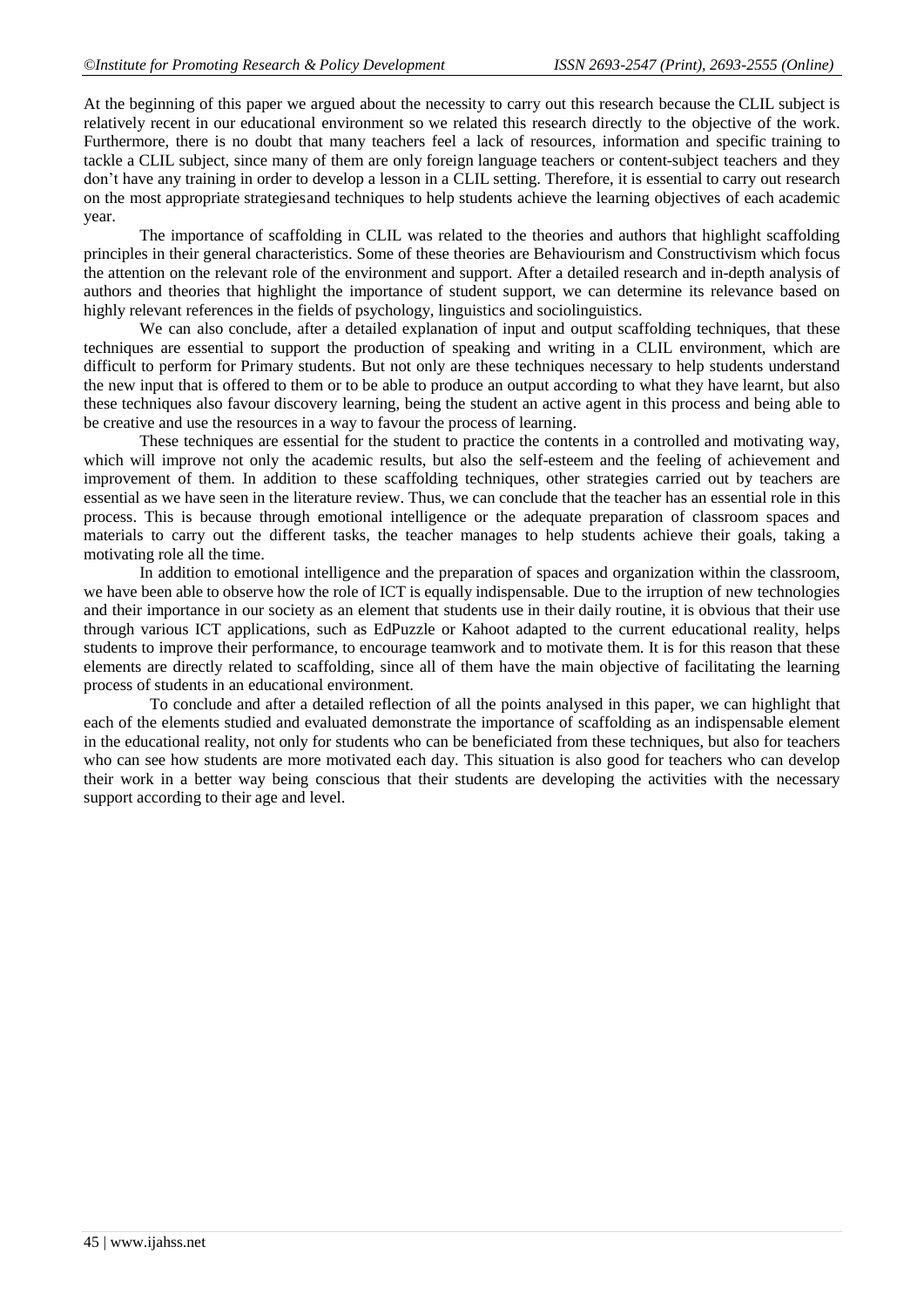At the beginning of this paper we argued about the necessity to carry out this research because the CLIL subject is relatively recent in our educational environment so we related this research directly to the objective of the work. Furthermore, there is no doubt that many teachers feel a lack of resources, information and specific training to tackle a CLIL subject, since many of them are only foreign language teachers or content-subject teachers and they don't have any training in order to develop a lesson in a CLIL setting. Therefore, it is essential to carry out research on the most appropriate strategiesand techniques to help students achieve the learning objectives of each academic year.

The importance of scaffolding in CLIL was related to the theories and authors that highlight scaffolding principles in their general characteristics. Some of these theories are Behaviourism and Constructivism which focus the attention on the relevant role of the environment and support. After a detailed research and in-depth analysis of authors and theories that highlight the importance of student support, we can determine its relevance based on highly relevant references in the fields of psychology, linguistics and sociolinguistics.

We can also conclude, after a detailed explanation of input and output scaffolding techniques, that these techniques are essential to support the production of speaking and writing in a CLIL environment, which are difficult to perform for Primary students. But not only are these techniques necessary to help students understand the new input that is offered to them or to be able to produce an output according to what they have learnt, but also these techniques also favour discovery learning, being the student an active agent in this process and being able to be creative and use the resources in a way to favour the process of learning.

These techniques are essential for the student to practice the contents in a controlled and motivating way, which will improve not only the academic results, but also the self-esteem and the feeling of achievement and improvement of them. In addition to these scaffolding techniques, other strategies carried out by teachers are essential as we have seen in the literature review. Thus, we can conclude that the teacher has an essential role in this process. This is because through emotional intelligence or the adequate preparation of classroom spaces and materials to carry out the different tasks, the teacher manages to help students achieve their goals, taking a motivating role all the time.

In addition to emotional intelligence and the preparation of spaces and organization within the classroom, we have been able to observe how the role of ICT is equally indispensable. Due to the irruption of new technologies and their importance in our society as an element that students use in their daily routine, it is obvious that their use through various ICT applications, such as EdPuzzle or Kahoot adapted to the current educational reality, helps students to improve their performance, to encourage teamwork and to motivate them. It is for this reason that these elements are directly related to scaffolding, since all of them have the main objective of facilitating the learning process of students in an educational environment.

To conclude and after a detailed reflection of all the points analysed in this paper, we can highlight that each of the elements studied and evaluated demonstrate the importance of scaffolding as an indispensable element in the educational reality, not only for students who can be beneficiated from these techniques, but also for teachers who can see how students are more motivated each day. This situation is also good for teachers who can develop their work in a better way being conscious that their students are developing the activities with the necessary support according to their age and level.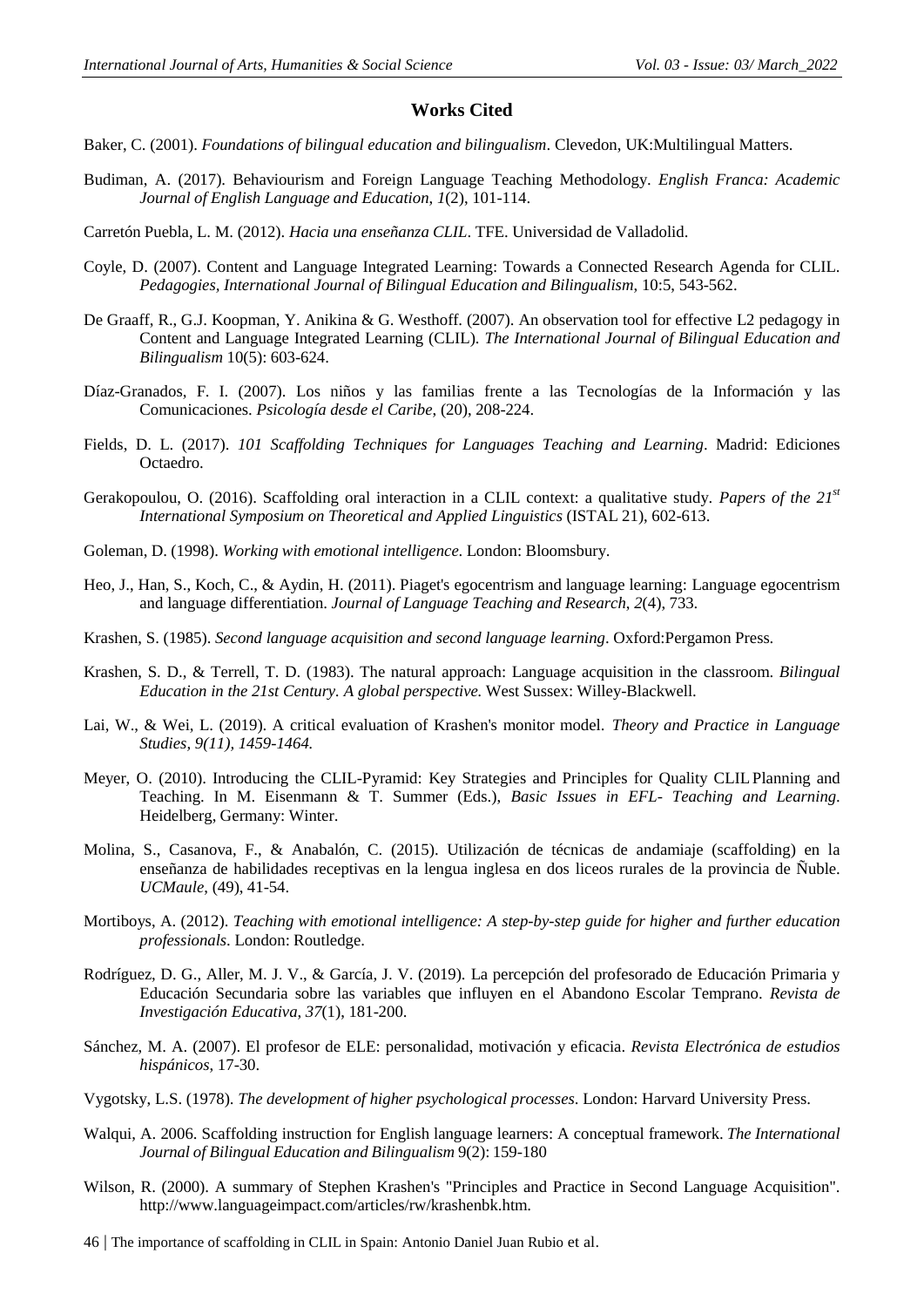## Works Cited

Baker, C. (2001). *Foundations of bilingual education and bilingualism*. Clevedon, UK:Multilingual Matters.

Budiman, A. (2017). Behaviourism and Foreign Language Teaching Methodology. *English Franca: Academic Journal of English Language and Education*, *1*(2), 101-114.

Carretón Puebla, L. M. (2012). *Hacia una enseñanza CLIL*. TFE. Universidad de Valladolid.

Coyle, D. (2007). Content and Language Integrated Learning: Towards a Connected Research Agenda for CLIL. *Pedagogies, International Journal of Bilingual Education and Bilingualism*, 10:5, 543-562.

De Graaff, R., G.J. Koopman, Y. Anikina & G. Westhoff. (2007). An observation tool for effective L2 pedagogy in Content and Language Integrated Learning (CLIL). *The International Journal of Bilingual Education and Bilingualism* 10(5): 603-624.

Díaz-Granados, F. I. (2007). Los niños y las familias frente a las Tecnologías de la Información y las Comunicaciones. *Psicología desde el Caribe*, (20), 208-224.

Fields, D. L. (2017). *101 Scaffolding Techniques for Languages Teaching and Learning*. Madrid: Ediciones Octaedro.

Gerakopoulou, O. (2016). Scaffolding oral interaction in a CLIL context: a qualitative study. *Papers of the 21st International Symposium on Theoretical and Applied Linguistics* (ISTAL 21), 602-613.

Goleman, D. (1998). *Working with emotional intelligence*. London: Bloomsbury.

Heo, J., Han, S., Koch, C., & Aydin, H. (2011). Piaget's egocentrism and language learning: Language egocentrism and language differentiation. *Journal of Language Teaching and Research*, *2*(4), 733.

Krashen, S. (1985). *Second language acquisition and second language learning*. Oxford:Pergamon Press.

Krashen, S. D., & Terrell, T. D. (1983). The natural approach: Language acquisition in the classroom. *Bilingual Education in the 21st Century. A global perspective.* West Sussex: Willey-Blackwell.

Lai, W., & Wei, L. (2019). A critical evaluation of Krashen's monitor model. *Theory and Practice in Language Studies, 9(11), 1459-1464.*

Meyer, O. (2010). Introducing the CLIL-Pyramid: Key Strategies and Principles for Quality CLIL Planning and Teaching. In M. Eisenmann & T. Summer (Eds.), *Basic Issues in EFL- Teaching and Learning*. Heidelberg, Germany: Winter.

Molina, S., Casanova, F., & Anabalón, C. (2015). Utilización de técnicas de andamiaje (scaffolding) en la enseñanza de habilidades receptivas en la lengua inglesa en dos liceos rurales de la provincia de Ñuble. *UCMaule*, (49), 41-54.

Mortiboys, A. (2012). *Teaching with emotional intelligence: A step-by-step guide for higher and further education professionals*. London: Routledge.

Rodríguez, D. G., Aller, M. J. V., & García, J. V. (2019). La percepción del profesorado de Educación Primaria y Educación Secundaria sobre las variables que influyen en el Abandono Escolar Temprano. *Revista de Investigación Educativa*, *37*(1), 181-200.

Sánchez, M. A. (2007). El profesor de ELE: personalidad, motivación y eficacia. *Revista Electrónica de estudios hispánicos*, 17-30.

Vygotsky, L.S. (1978). *The development of higher psychological processes*. London: Harvard University Press.

Walqui, A. 2006. Scaffolding instruction for English language learners: A conceptual framework. *The International Journal of Bilingual Education and Bilingualism* 9(2): 159-180

Wilson, R. (2000). A summary of Stephen Krashen's "Principles and Practice in Second Language Acquisition". http://www.languageimpact.com/articles/rw/krashenbk.htm.